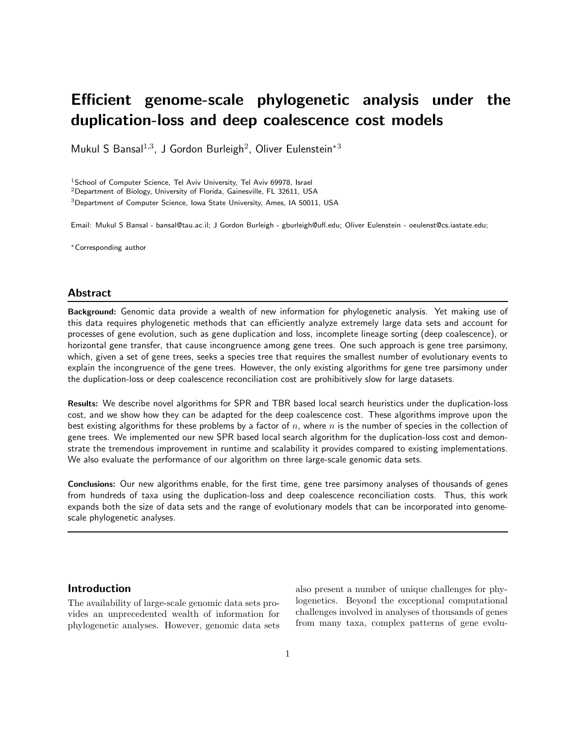# Efficient genome-scale phylogenetic analysis under the duplication-loss and deep coalescence cost models

Mukul S Bansal[1,3], J Gordon Burleigh[2], Oliver Eulenstein[∗3]

[1]School of Computer Science, Tel Aviv University, Tel Aviv 69978, Israel
[2]Department of Biology, University of Florida, Gainesville, FL 32611, USA
[3]Department of Computer Science, Iowa State University, Ames, IA 50011, USA

Email: Mukul S Bansal - bansal@tau.ac.il; J Gordon Burleigh - gburleigh@ufl.edu; Oliver Eulenstein - oeulenst@cs.iastate.edu;

∗Corresponding author

## Abstract

**Background:** Genomic data provide a wealth of new information for phylogenetic analysis. Yet making use of this data requires phylogenetic methods that can efficiently analyze extremely large data sets and account for processes of gene evolution, such as gene duplication and loss, incomplete lineage sorting (deep coalescence), or horizontal gene transfer, that cause incongruence among gene trees. One such approach is gene tree parsimony, which, given a set of gene trees, seeks a species tree that requires the smallest number of evolutionary events to explain the incongruence of the gene trees. However, the only existing algorithms for gene tree parsimony under the duplication-loss or deep coalescence reconciliation cost are prohibitively slow for large datasets.

**Results:** We describe novel algorithms for SPR and TBR based local search heuristics under the duplication-loss cost, and we show how they can be adapted for the deep coalescence cost. These algorithms improve upon the best existing algorithms for these problems by a factor of $n$, where $n$ is the number of species in the collection of gene trees. We implemented our new SPR based local search algorithm for the duplication-loss cost and demonstrate the tremendous improvement in runtime and scalability it provides compared to existing implementations. We also evaluate the performance of our algorithm on three large-scale genomic data sets.

**Conclusions:** Our new algorithms enable, for the first time, gene tree parsimony analyses of thousands of genes from hundreds of taxa using the duplication-loss and deep coalescence reconciliation costs. Thus, this work expands both the size of data sets and the range of evolutionary models that can be incorporated into genome-scale phylogenetic analyses.

## Introduction

The availability of large-scale genomic data sets provides an unprecedented wealth of information for phylogenetic analyses. However, genomic data sets also present a number of unique challenges for phylogenetics. Beyond the exceptional computational challenges involved in analyses of thousands of genes from many taxa, complex patterns of gene evolu-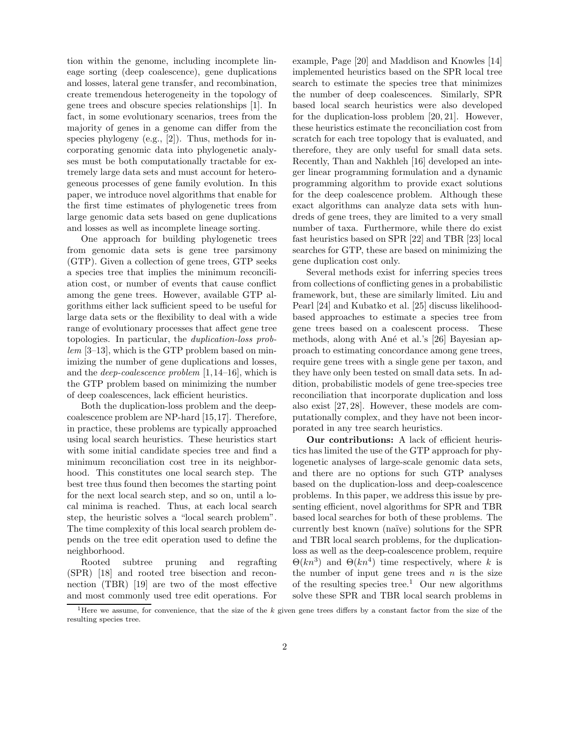tion within the genome, including incomplete lineage sorting (deep coalescence), gene duplications and losses, lateral gene transfer, and recombination, create tremendous heterogeneity in the topology of gene trees and obscure species relationships [1]. In fact, in some evolutionary scenarios, trees from the majority of genes in a genome can differ from the species phylogeny (e.g., [2]). Thus, methods for incorporating genomic data into phylogenetic analyses must be both computationally tractable for extremely large data sets and must account for heterogeneous processes of gene family evolution. In this paper, we introduce novel algorithms that enable for the first time estimates of phylogenetic trees from large genomic data sets based on gene duplications and losses as well as incomplete lineage sorting.

One approach for building phylogenetic trees from genomic data sets is gene tree parsimony (GTP). Given a collection of gene trees, GTP seeks a species tree that implies the minimum reconciliation cost, or number of events that cause conflict among the gene trees. However, available GTP algorithms either lack sufficient speed to be useful for large data sets or the flexibility to deal with a wide range of evolutionary processes that affect gene tree topologies. In particular, the *duplication-loss problem* [3–13], which is the GTP problem based on minimizing the number of gene duplications and losses, and the *deep-coalescence problem* [1,14–16], which is the GTP problem based on minimizing the number of deep coalescences, lack efficient heuristics.

Both the duplication-loss problem and the deep-coalescence problem are NP-hard [15,17]. Therefore, in practice, these problems are typically approached using local search heuristics. These heuristics start with some initial candidate species tree and find a minimum reconciliation cost tree in its neighborhood. This constitutes one local search step. The best tree thus found then becomes the starting point for the next local search step, and so on, until a local minima is reached. Thus, at each local search step, the heuristic solves a "local search problem". The time complexity of this local search problem depends on the tree edit operation used to define the neighborhood.

Rooted subtree pruning and regrafting (SPR) [18] and rooted tree bisection and reconnection (TBR) [19] are two of the most effective and most commonly used tree edit operations. For example, Page [20] and Maddison and Knowles [14] implemented heuristics based on the SPR local tree search to estimate the species tree that minimizes the number of deep coalescences. Similarly, SPR based local search heuristics were also developed for the duplication-loss problem [20, 21]. However, these heuristics estimate the reconciliation cost from scratch for each tree topology that is evaluated, and therefore, they are only useful for small data sets. Recently, Than and Nakhleh [16] developed an integer linear programming formulation and a dynamic programming algorithm to provide exact solutions for the deep coalescence problem. Although these exact algorithms can analyze data sets with hundreds of gene trees, they are limited to a very small number of taxa. Furthermore, while there do exist fast heuristics based on SPR [22] and TBR [23] local searches for GTP, these are based on minimizing the gene duplication cost only.

Several methods exist for inferring species trees from collections of conflicting genes in a probabilistic framework, but, these are similarly limited. Liu and Pearl [24] and Kubatko et al. [25] discuss likelihood-based approaches to estimate a species tree from gene trees based on a coalescent process. These methods, along with Ané et al.'s [26] Bayesian approach to estimating concordance among gene trees, require gene trees with a single gene per taxon, and they have only been tested on small data sets. In addition, probabilistic models of gene tree-species tree reconciliation that incorporate duplication and loss also exist [27, 28]. However, these models are computationally complex, and they have not been incorporated in any tree search heuristics.

**Our contributions:** A lack of efficient heuristics has limited the use of the GTP approach for phylogenetic analyses of large-scale genomic data sets, and there are no options for such GTP analyses based on the duplication-loss and deep-coalescence problems. In this paper, we address this issue by presenting efficient, novel algorithms for SPR and TBR based local searches for both of these problems. The currently best known (naïve) solutions for the SPR and TBR local search problems, for the duplication-loss as well as the deep-coalescence problem, require $\Theta(kn^3)$ and $\Theta(kn^4)$ time respectively, where $k$ is the number of input gene trees and $n$ is the size of the resulting species tree.[1] Our new algorithms solve these SPR and TBR local search problems in

[1] Here we assume, for convenience, that the size of the $k$ given gene trees differs by a constant factor from the size of the resulting species tree.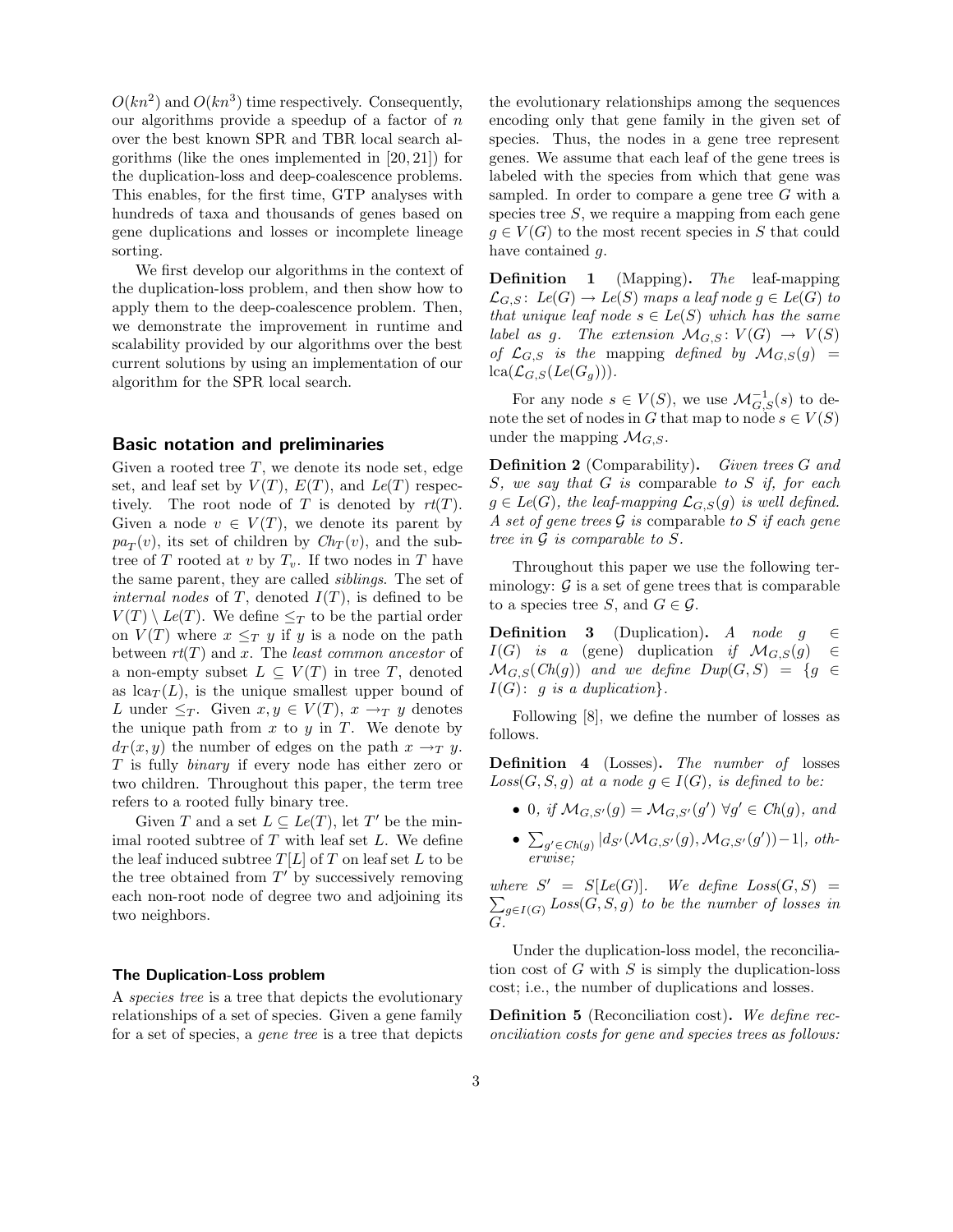$O(kn^2)$ and $O(kn^3)$ time respectively. Consequently, our algorithms provide a speedup of a factor of $n$ over the best known SPR and TBR local search algorithms (like the ones implemented in [20, 21]) for the duplication-loss and deep-coalescence problems. This enables, for the first time, GTP analyses with hundreds of taxa and thousands of genes based on gene duplications and losses or incomplete lineage sorting.

We first develop our algorithms in the context of the duplication-loss problem, and then show how to apply them to the deep-coalescence problem. Then, we demonstrate the improvement in runtime and scalability provided by our algorithms over the best current solutions by using an implementation of our algorithm for the SPR local search.

## Basic notation and preliminaries

Given a rooted tree $T$, we denote its node set, edge set, and leaf set by $V(T)$, $E(T)$, and $Le(T)$ respectively. The root node of $T$ is denoted by $rt(T)$. Given a node $v \in V(T)$, we denote its parent by $pa_T(v)$, its set of children by $Ch_T(v)$, and the subtree of $T$ rooted at $v$ by $T_v$. If two nodes in $T$ have the same parent, they are called *siblings*. The set of *internal nodes* of $T$, denoted $I(T)$, is defined to be $V(T) \setminus Le(T)$. We define $\leq_T$ to be the partial order on $V(T)$ where $x \leq_T y$ if $y$ is a node on the path between $rt(T)$ and $x$. The *least common ancestor* of a non-empty subset $L \subseteq V(T)$ in tree $T$, denoted as $\text{lca}_T(L)$, is the unique smallest upper bound of $L$ under $\leq_T$. Given $x, y \in V(T)$, $x \to_T y$ denotes the unique path from $x$ to $y$ in $T$. We denote by $d_T(x, y)$ the number of edges on the path $x \to_T y$. $T$ is fully *binary* if every node has either zero or two children. Throughout this paper, the term tree refers to a rooted fully binary tree.

Given $T$ and a set $L \subseteq Le(T)$, let $T'$ be the minimal rooted subtree of $T$ with leaf set $L$. We define the leaf induced subtree $T[L]$ of $T$ on leaf set $L$ to be the tree obtained from $T'$ by successively removing each non-root node of degree two and adjoining its two neighbors.

### The Duplication-Loss problem

A *species tree* is a tree that depicts the evolutionary relationships of a set of species. Given a gene family for a set of species, a *gene tree* is a tree that depicts the evolutionary relationships among the sequences encoding only that gene family in the given set of species. Thus, the nodes in a gene tree represent genes. We assume that each leaf of the gene trees is labeled with the species from which that gene was sampled. In order to compare a gene tree $G$ with a species tree $S$, we require a mapping from each gene $g \in V(G)$ to the most recent species in $S$ that could have contained $g$.

**Definition 1** (Mapping)**.** *The* leaf-mapping $\mathcal{L}_{G,S}\colon Le(G) \to Le(S)$ *maps a leaf node* $g \in Le(G)$ *to that unique leaf node* $s \in Le(S)$ *which has the same label as* $g$. *The extension* $\mathcal{M}_{G,S}\colon V(G) \to V(S)$ *of* $\mathcal{L}_{G,S}$ *is the* mapping *defined by* $\mathcal{M}_{G,S}(g) = \text{lca}(\mathcal{L}_{G,S}(Le(G_g)))$.

For any node $s \in V(S)$, we use $\mathcal{M}^{-1}_{G,S}(s)$ to denote the set of nodes in $G$ that map to node $s \in V(S)$ under the mapping $\mathcal{M}_{G,S}$.

**Definition 2** (Comparability)**.** *Given trees* $G$ *and* $S$*, we say that* $G$ *is* comparable *to* $S$ *if, for each* $g \in Le(G)$*, the leaf-mapping* $\mathcal{L}_{G,S}(g)$ *is well defined. A set of gene trees* $\mathcal{G}$ *is* comparable *to* $S$ *if each gene tree in* $\mathcal{G}$ *is comparable to* $S$.

Throughout this paper we use the following terminology: $\mathcal{G}$ is a set of gene trees that is comparable to a species tree $S$, and $G \in \mathcal{G}$.

**Definition 3** (Duplication)**.** *A node* $g \in I(G)$ *is a* (gene) duplication *if* $\mathcal{M}_{G,S}(g) \in \mathcal{M}_{G,S}(Ch(g))$ *and we define* $Dup(G, S) = \{g \in I(G)\colon\ g \text{ is a duplication}\}$.

Following [8], we define the number of losses as follows.

**Definition 4** (Losses)**.** *The number of* losses $Loss(G, S, g)$ *at a node* $g \in I(G)$*, is defined to be:*

- *0, if* $\mathcal{M}_{G,S'}(g) = \mathcal{M}_{G,S'}(g')\ \forall g' \in Ch(g)$*, and*
- $\sum_{g' \in Ch(g)} |d_{S'}(\mathcal{M}_{G,S'}(g), \mathcal{M}_{G,S'}(g')) - 1|$*, otherwise;*

*where* $S' = S[Le(G)]$. *We define* $Loss(G, S) = \sum_{g \in I(G)} Loss(G, S, g)$ *to be the number of losses in* $G$.

Under the duplication-loss model, the reconciliation cost of $G$ with $S$ is simply the duplication-loss cost; i.e., the number of duplications and losses.

**Definition 5** (Reconciliation cost)**.** *We define reconciliation costs for gene and species trees as follows:*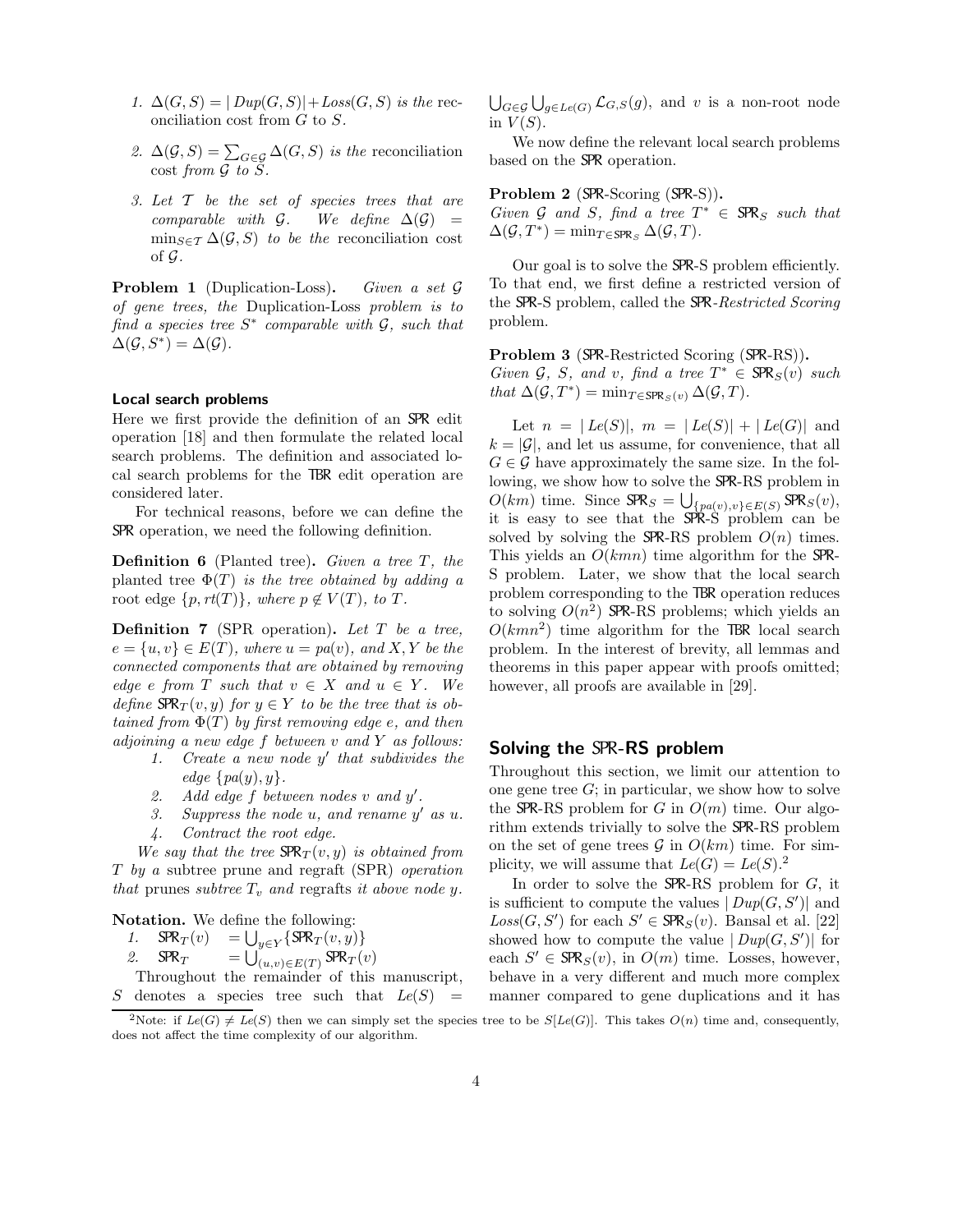1. $\Delta(G, S) = |\,Dup(G, S)| + Loss(G, S)$ *is the* reconciliation cost from $G$ to $S$.
2. $\Delta(\mathcal{G}, S) = \sum_{G \in \mathcal{G}} \Delta(G, S)$ *is the* reconciliation cost *from* $\mathcal{G}$ *to* $S$.
3. *Let* $\mathcal{T}$ *be the set of species trees that are comparable with* $\mathcal{G}$. *We define* $\Delta(\mathcal{G}) = \min_{S \in \mathcal{T}} \Delta(\mathcal{G}, S)$ *to be the* reconciliation cost of $\mathcal{G}$.

**Problem 1** (Duplication-Loss)**.** *Given a set* $\mathcal{G}$ *of gene trees, the* Duplication-Loss *problem is to find a species tree* $S^*$ *comparable with* $\mathcal{G}$*, such that* $\Delta(\mathcal{G}, S^*) = \Delta(\mathcal{G})$.

### Local search problems

Here we first provide the definition of an SPR edit operation [18] and then formulate the related local search problems. The definition and associated local search problems for the TBR edit operation are considered later.

For technical reasons, before we can define the SPR operation, we need the following definition.

**Definition 6** (Planted tree)**.** *Given a tree* $T$*, the* planted tree $\Phi(T)$ *is the tree obtained by adding a root edge* $\{p, rt(T)\}$*, where* $p \notin V(T)$*, to* $T$.

**Definition 7** (SPR operation)**.** *Let* $T$ *be a tree,* $e = \{u, v\} \in E(T)$*, where* $u = pa(v)$*, and* $X, Y$ *be the connected components that are obtained by removing edge* $e$ *from* $T$ *such that* $v \in X$ *and* $u \in Y$*. We define* $\mathsf{SPR}_T(v, y)$ *for* $y \in Y$ *to be the tree that is obtained from* $\Phi(T)$ *by first removing edge* $e$*, and then adjoining a new edge* $f$ *between* $v$ *and* $Y$ *as follows:*

1. *Create a new node* $y'$ *that subdivides the edge* $\{pa(y), y\}$.
2. *Add edge* $f$ *between nodes* $v$ *and* $y'$.
3. *Suppress the node* $u$*, and rename* $y'$ *as* $u$.
4. *Contract the root edge.*

*We say that the tree* $\mathsf{SPR}_T(v, y)$ *is obtained from* $T$ *by a* subtree prune and regraft (SPR) *operation that* prunes *subtree* $T_v$ *and* regrafts *it above node* $y$.

**Notation.** We define the following:

1. $\mathsf{SPR}_T(v) \quad = \bigcup_{y \in Y} \{\mathsf{SPR}_T(v, y)\}$
2. $\mathsf{SPR}_T \quad = \bigcup_{(u,v) \in E(T)} \mathsf{SPR}_T(v)$

Throughout the remainder of this manuscript, $S$ denotes a species tree such that $Le(S) = \bigcup_{G \in \mathcal{G}} \bigcup_{g \in Le(G)} \mathcal{L}_{G,S}(g)$, and $v$ is a non-root node in $V(S)$.

We now define the relevant local search problems based on the SPR operation.

**Problem 2** (SPR-Scoring (SPR-S))**.** *Given* $\mathcal{G}$ *and* $S$*, find a tree* $T^* \in \mathsf{SPR}_S$ *such that* $\Delta(\mathcal{G}, T^*) = \min_{T \in \mathsf{SPR}_S} \Delta(\mathcal{G}, T)$.

Our goal is to solve the SPR-S problem efficiently. To that end, we first define a restricted version of the SPR-S problem, called the SPR-*Restricted Scoring* problem.

**Problem 3** (SPR-Restricted Scoring (SPR-RS))**.** *Given* $\mathcal{G}$*,* $S$*, and* $v$*, find a tree* $T^* \in \mathsf{SPR}_S(v)$ *such that* $\Delta(\mathcal{G}, T^*) = \min_{T \in \mathsf{SPR}_S(v)} \Delta(\mathcal{G}, T)$.

Let $n = |\,Le(S)|$, $m = |\,Le(S)| + |\,Le(G)|$ and $k = |\mathcal{G}|$, and let us assume, for convenience, that all $G \in \mathcal{G}$ have approximately the same size. In the following, we show how to solve the SPR-RS problem in $O(km)$ time. Since $\mathsf{SPR}_S = \bigcup_{\{pa(v),v\} \in E(S)} \mathsf{SPR}_S(v)$, it is easy to see that the SPR-S problem can be solved by solving the SPR-RS problem $O(n)$ times. This yields an $O(kmn)$ time algorithm for the SPR-S problem. Later, we show that the local search problem corresponding to the TBR operation reduces to solving $O(n^2)$ SPR-RS problems; which yields an $O(kmn^2)$ time algorithm for the TBR local search problem. In the interest of brevity, all lemmas and theorems in this paper appear with proofs omitted; however, all proofs are available in [29].

## Solving the SPR-RS problem

Throughout this section, we limit our attention to one gene tree $G$; in particular, we show how to solve the SPR-RS problem for $G$ in $O(m)$ time. Our algorithm extends trivially to solve the SPR-RS problem on the set of gene trees $\mathcal{G}$ in $O(km)$ time. For simplicity, we will assume that $Le(G) = Le(S)$.[2]

In order to solve the SPR-RS problem for $G$, it is sufficient to compute the values $|\,Dup(G, S')|$ and $Loss(G, S')$ for each $S' \in \mathsf{SPR}_S(v)$. Bansal et al. [22] showed how to compute the value $|\,Dup(G, S')|$ for each $S' \in \mathsf{SPR}_S(v)$, in $O(m)$ time. Losses, however, behave in a very different and much more complex manner compared to gene duplications and it has

[2]Note: if $Le(G) \neq Le(S)$ then we can simply set the species tree to be $S[Le(G)]$. This takes $O(n)$ time and, consequently, does not affect the time complexity of our algorithm.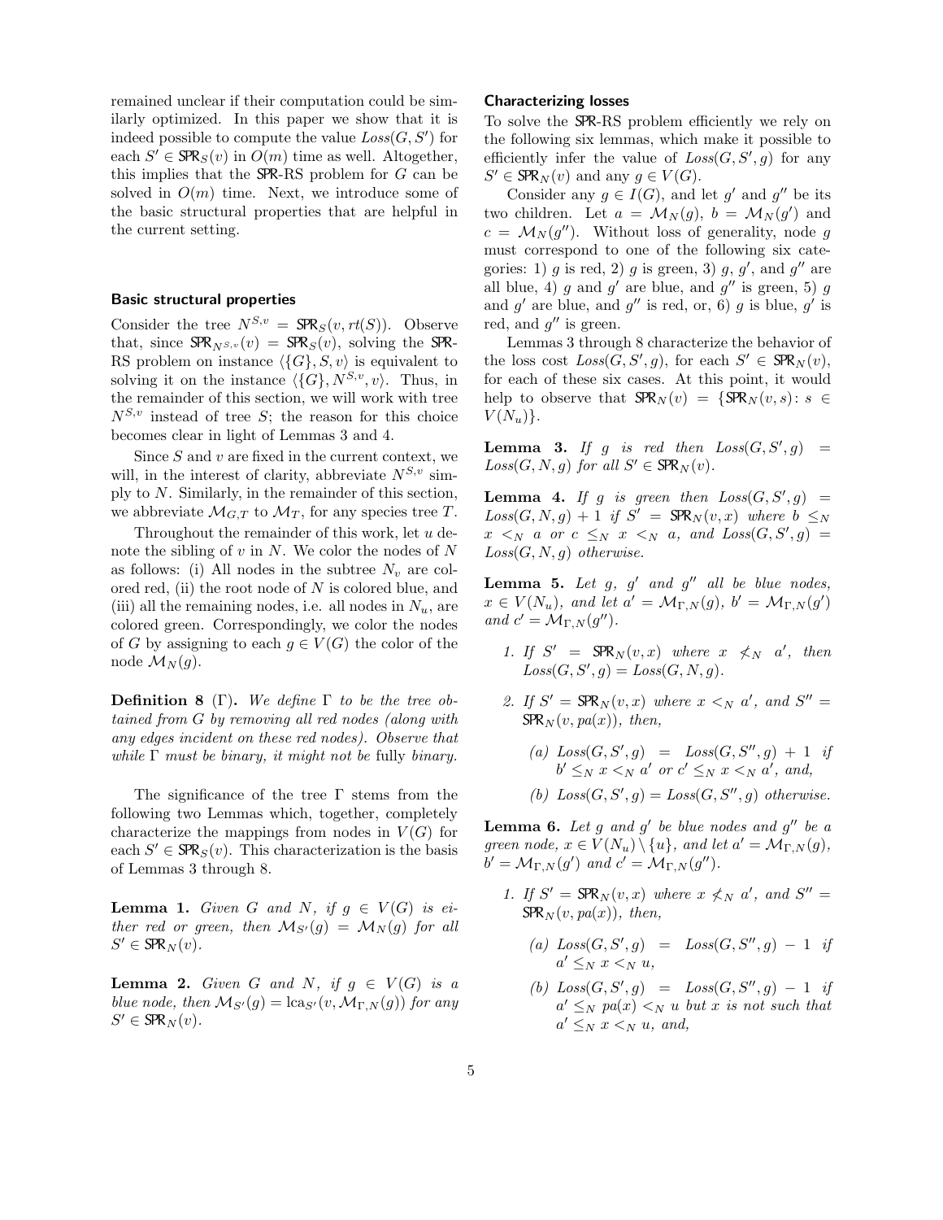remained unclear if their computation could be similarly optimized. In this paper we show that it is indeed possible to compute the value $Loss(G, S')$ for each $S' \in \mathsf{SPR}_S(v)$ in $O(m)$ time as well. Altogether, this implies that the SPR-RS problem for $G$ can be solved in $O(m)$ time. Next, we introduce some of the basic structural properties that are helpful in the current setting.

### Basic structural properties

Consider the tree $N^{S,v} = \mathsf{SPR}_S(v, rt(S))$. Observe that, since $\mathsf{SPR}_{N^{S,v}}(v) = \mathsf{SPR}_S(v)$, solving the SPR-RS problem on instance $\langle\{G\}, S, v\rangle$ is equivalent to solving it on the instance $\langle\{G\}, N^{S,v}, v\rangle$. Thus, in the remainder of this section, we will work with tree $N^{S,v}$ instead of tree $S$; the reason for this choice becomes clear in light of Lemmas 3 and 4.

Since $S$ and $v$ are fixed in the current context, we will, in the interest of clarity, abbreviate $N^{S,v}$ simply to $N$. Similarly, in the remainder of this section, we abbreviate $\mathcal{M}_{G,T}$ to $\mathcal{M}_T$, for any species tree $T$.

Throughout the remainder of this work, let $u$ denote the sibling of $v$ in $N$. We color the nodes of $N$ as follows: (i) All nodes in the subtree $N_v$ are colored red, (ii) the root node of $N$ is colored blue, and (iii) all the remaining nodes, i.e. all nodes in $N_u$, are colored green. Correspondingly, we color the nodes of $G$ by assigning to each $g \in V(G)$ the color of the node $\mathcal{M}_N(g)$.

**Definition 8** ($\Gamma$). *We define $\Gamma$ to be the tree obtained from $G$ by removing all red nodes (along with any edges incident on these red nodes). Observe that while $\Gamma$ must be binary, it might not be* fully *binary.*

The significance of the tree $\Gamma$ stems from the following two Lemmas which, together, completely characterize the mappings from nodes in $V(G)$ for each $S' \in \mathsf{SPR}_S(v)$. This characterization is the basis of Lemmas 3 through 8.

**Lemma 1.** *Given $G$ and $N$, if $g \in V(G)$ is either red or green, then $\mathcal{M}_{S'}(g) = \mathcal{M}_N(g)$ for all $S' \in \mathsf{SPR}_N(v)$.*

**Lemma 2.** *Given $G$ and $N$, if $g \in V(G)$ is a blue node, then $\mathcal{M}_{S'}(g) = \mathrm{lca}_{S'}(v, \mathcal{M}_{\Gamma,N}(g))$ for any $S' \in \mathsf{SPR}_N(v)$.*

### Characterizing losses

To solve the SPR-RS problem efficiently we rely on the following six lemmas, which make it possible to efficiently infer the value of $Loss(G, S', g)$ for any $S' \in \mathsf{SPR}_N(v)$ and any $g \in V(G)$.

Consider any $g \in I(G)$, and let $g'$ and $g''$ be its two children. Let $a = \mathcal{M}_N(g)$, $b = \mathcal{M}_N(g')$ and $c = \mathcal{M}_N(g'')$. Without loss of generality, node $g$ must correspond to one of the following six categories: 1) $g$ is red, 2) $g$ is green, 3) $g$, $g'$, and $g''$ are all blue, 4) $g$ and $g'$ are blue, and $g''$ is green, 5) $g$ and $g'$ are blue, and $g''$ is red, or, 6) $g$ is blue, $g'$ is red, and $g''$ is green.

Lemmas 3 through 8 characterize the behavior of the loss cost $Loss(G, S', g)$, for each $S' \in \mathsf{SPR}_N(v)$, for each of these six cases. At this point, it would help to observe that $\mathsf{SPR}_N(v) = \{\mathsf{SPR}_N(v, s) \colon s \in V(N_u)\}$.

**Lemma 3.** *If $g$ is red then $Loss(G, S', g) = Loss(G, N, g)$ for all $S' \in \mathsf{SPR}_N(v)$.*

**Lemma 4.** *If $g$ is green then $Loss(G, S', g) = Loss(G, N, g) + 1$ if $S' = \mathsf{SPR}_N(v, x)$ where $b \leq_N x <_N a$ or $c \leq_N x <_N a$, and $Loss(G, S', g) = Loss(G, N, g)$ otherwise.*

**Lemma 5.** *Let $g$, $g'$ and $g''$ all be blue nodes, $x \in V(N_u)$, and let $a' = \mathcal{M}_{\Gamma,N}(g)$, $b' = \mathcal{M}_{\Gamma,N}(g')$ and $c' = \mathcal{M}_{\Gamma,N}(g'')$.*

1. *If $S' = \mathsf{SPR}_N(v, x)$ where $x \not<_N a'$, then $Loss(G, S', g) = Loss(G, N, g)$.*
2. *If $S' = \mathsf{SPR}_N(v, x)$ where $x <_N a'$, and $S'' = \mathsf{SPR}_N(v, pa(x))$, then,*
   - (a) *$Loss(G, S', g) = Loss(G, S'', g) + 1$ if $b' \leq_N x <_N a'$ or $c' \leq_N x <_N a'$, and,*
   - (b) *$Loss(G, S', g) = Loss(G, S'', g)$ otherwise.*

**Lemma 6.** *Let $g$ and $g'$ be blue nodes and $g''$ be a green node, $x \in V(N_u) \setminus \{u\}$, and let $a' = \mathcal{M}_{\Gamma,N}(g)$, $b' = \mathcal{M}_{\Gamma,N}(g')$ and $c' = \mathcal{M}_{\Gamma,N}(g'')$.*

1. *If $S' = \mathsf{SPR}_N(v, x)$ where $x \not<_N a'$, and $S'' = \mathsf{SPR}_N(v, pa(x))$, then,*
   - (a) *$Loss(G, S', g) = Loss(G, S'', g) - 1$ if $a' \leq_N x <_N u$,*
   - (b) *$Loss(G, S', g) = Loss(G, S'', g) - 1$ if $a' \leq_N pa(x) <_N u$ but $x$ is not such that $a' \leq_N x <_N u$, and,*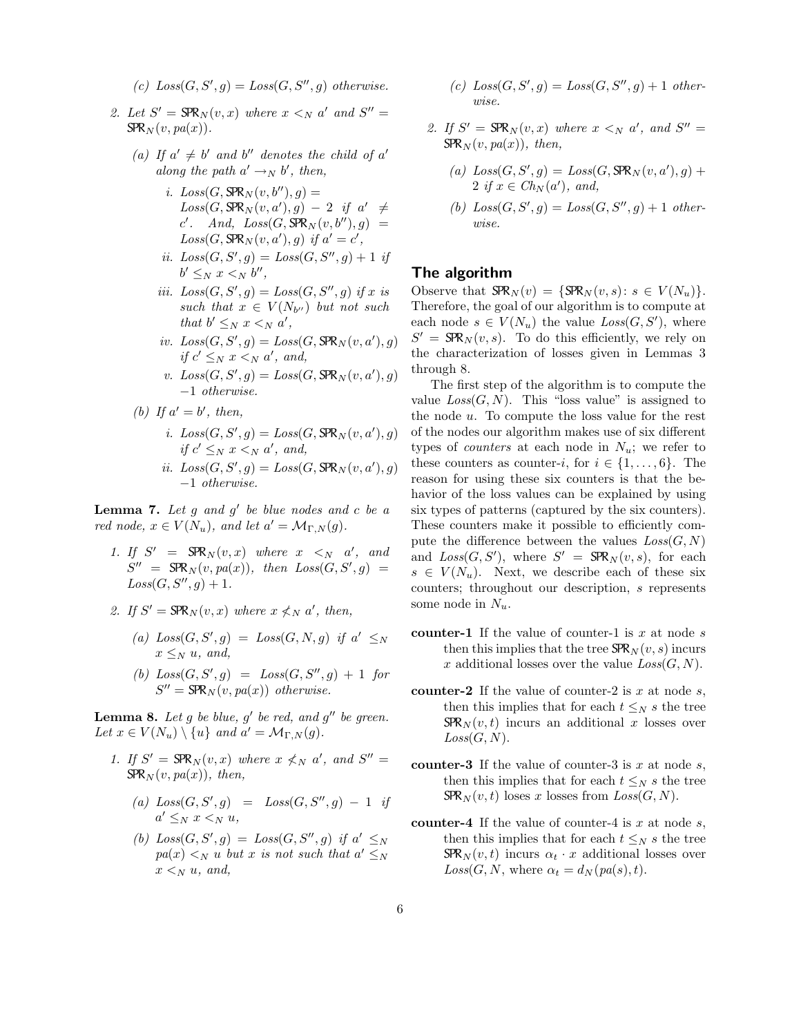(c) $Loss(G, S', g) = Loss(G, S'', g)$ otherwise.

2. Let $S' = \mathsf{SPR}_N(v, x)$ where $x <_N a'$ and $S'' = \mathsf{SPR}_N(v, pa(x))$.

   (a) If $a' \neq b'$ and $b''$ denotes the child of $a'$ along the path $a' \to_N b'$, then,

      i. $Loss(G, \mathsf{SPR}_N(v, b''), g) = Loss(G, \mathsf{SPR}_N(v, a'), g) - 2$ if $a' \neq c'$. And, $Loss(G, \mathsf{SPR}_N(v, b''), g) = Loss(G, \mathsf{SPR}_N(v, a'), g)$ if $a' = c'$,

      ii. $Loss(G, S', g) = Loss(G, S'', g) + 1$ if $b' \leq_N x <_N b''$,

      iii. $Loss(G, S', g) = Loss(G, S'', g)$ if $x$ is such that $x \in V(N_{b''})$ but not such that $b' \leq_N x <_N a'$,

      iv. $Loss(G, S', g) = Loss(G, \mathsf{SPR}_N(v, a'), g)$ if $c' \leq_N x <_N a'$, and,

      v. $Loss(G, S', g) = Loss(G, \mathsf{SPR}_N(v, a'), g) -1$ otherwise.

   (b) If $a' = b'$, then,

      i. $Loss(G, S', g) = Loss(G, \mathsf{SPR}_N(v, a'), g)$ if $c' \leq_N x <_N a'$, and,

      ii. $Loss(G, S', g) = Loss(G, \mathsf{SPR}_N(v, a'), g) -1$ otherwise.

**Lemma 7.** *Let $g$ and $g'$ be blue nodes and $c$ be a red node, $x \in V(N_u)$, and let $a' = \mathcal{M}_{\Gamma,N}(g)$.*

1. *If $S' = \mathsf{SPR}_N(v, x)$ where $x <_N a'$, and $S'' = \mathsf{SPR}_N(v, pa(x))$, then $Loss(G, S', g) = Loss(G, S'', g) + 1$.*

2. *If $S' = \mathsf{SPR}_N(v, x)$ where $x \not<_N a'$, then,*

   (a) *$Loss(G, S', g) = Loss(G, N, g)$ if $a' \leq_N x \leq_N u$, and,*

   (b) *$Loss(G, S', g) = Loss(G, S'', g) + 1$ for $S'' = \mathsf{SPR}_N(v, pa(x))$ otherwise.*

**Lemma 8.** *Let $g$ be blue, $g'$ be red, and $g''$ be green. Let $x \in V(N_u) \setminus \{u\}$ and $a' = \mathcal{M}_{\Gamma,N}(g)$.*

1. *If $S' = \mathsf{SPR}_N(v, x)$ where $x \not<_N a'$, and $S'' = \mathsf{SPR}_N(v, pa(x))$, then,*

   (a) *$Loss(G, S', g) = Loss(G, S'', g) - 1$ if $a' \leq_N x <_N u$,*

   (b) *$Loss(G, S', g) = Loss(G, S'', g)$ if $a' \leq_N pa(x) <_N u$ but $x$ is not such that $a' \leq_N x <_N u$, and,*

   (c) *$Loss(G, S', g) = Loss(G, S'', g) + 1$ otherwise.*

2. *If $S' = \mathsf{SPR}_N(v, x)$ where $x <_N a'$, and $S'' = \mathsf{SPR}_N(v, pa(x))$, then,*

   (a) *$Loss(G, S', g) = Loss(G, \mathsf{SPR}_N(v, a'), g) + 2$ if $x \in Ch_N(a')$, and,*

   (b) *$Loss(G, S', g) = Loss(G, S'', g) + 1$ otherwise.*

## The algorithm

Observe that $\mathsf{SPR}_N(v) = \{\mathsf{SPR}_N(v, s) \colon s \in V(N_u)\}$. Therefore, the goal of our algorithm is to compute at each node $s \in V(N_u)$ the value $Loss(G, S')$, where $S' = \mathsf{SPR}_N(v, s)$. To do this efficiently, we rely on the characterization of losses given in Lemmas 3 through 8.

The first step of the algorithm is to compute the value $Loss(G, N)$. This "loss value" is assigned to the node $u$. To compute the loss value for the rest of the nodes our algorithm makes use of six different types of *counters* at each node in $N_u$; we refer to these counters as counter-$i$, for $i \in \{1, \ldots, 6\}$. The reason for using these six counters is that the behavior of the loss values can be explained by using six types of patterns (captured by the six counters). These counters make it possible to efficiently compute the difference between the values $Loss(G, N)$ and $Loss(G, S')$, where $S' = \mathsf{SPR}_N(v, s)$, for each $s \in V(N_u)$. Next, we describe each of these six counters; throughout our description, $s$ represents some node in $N_u$.

**counter-1** If the value of counter-1 is $x$ at node $s$ then this implies that the tree $\mathsf{SPR}_N(v, s)$ incurs $x$ additional losses over the value $Loss(G, N)$.

**counter-2** If the value of counter-2 is $x$ at node $s$, then this implies that for each $t \leq_N s$ the tree $\mathsf{SPR}_N(v, t)$ incurs an additional $x$ losses over $Loss(G, N)$.

**counter-3** If the value of counter-3 is $x$ at node $s$, then this implies that for each $t \leq_N s$ the tree $\mathsf{SPR}_N(v, t)$ loses $x$ losses from $Loss(G, N)$.

**counter-4** If the value of counter-4 is $x$ at node $s$, then this implies that for each $t \leq_N s$ the tree $\mathsf{SPR}_N(v, t)$ incurs $\alpha_t \cdot x$ additional losses over $Loss(G, N$, where $\alpha_t = d_N(pa(s), t)$.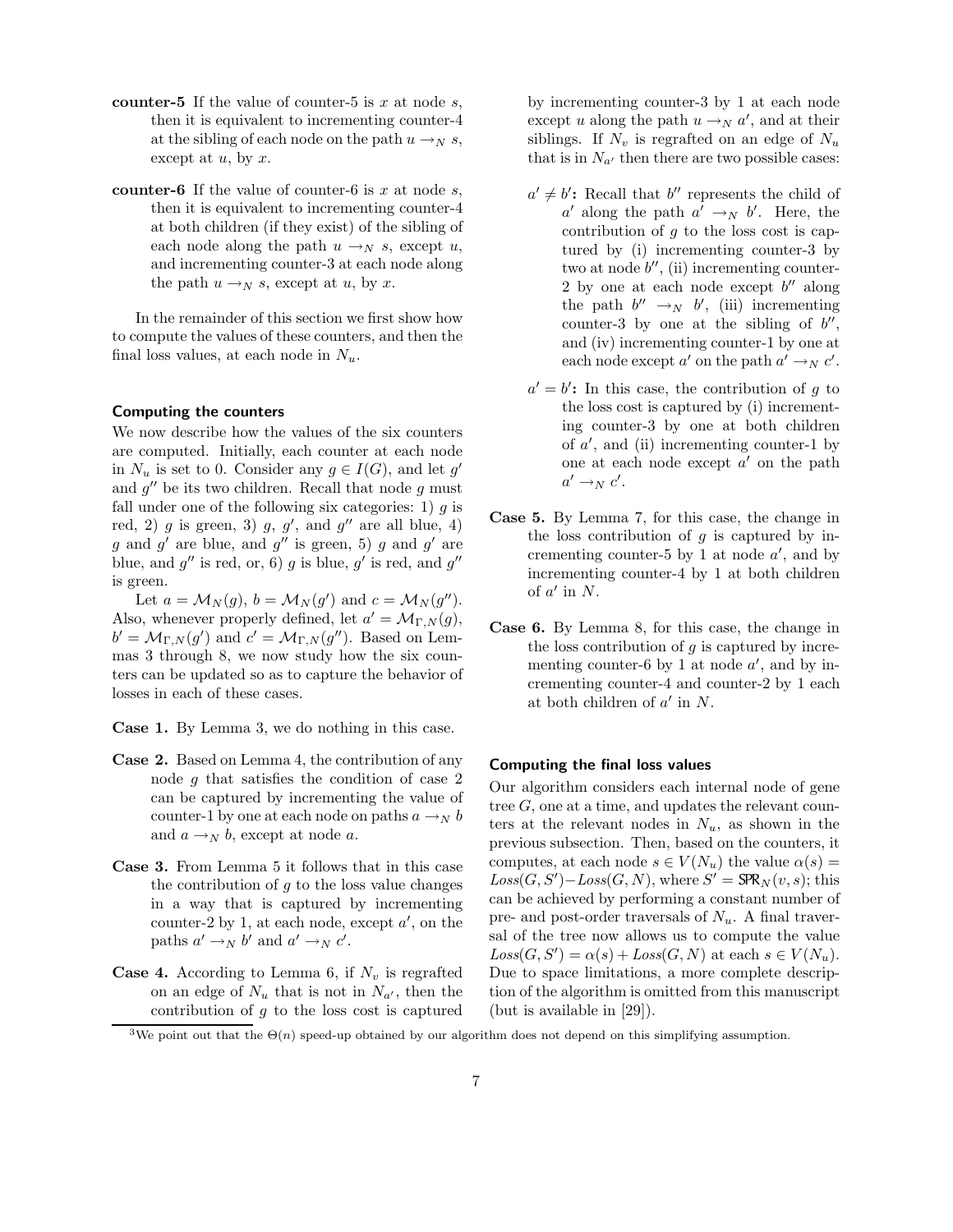**counter-5** If the value of counter-5 is $x$ at node $s$, then it is equivalent to incrementing counter-4 at the sibling of each node on the path $u \rightarrow_N s$, except at $u$, by $x$.

**counter-6** If the value of counter-6 is $x$ at node $s$, then it is equivalent to incrementing counter-4 at both children (if they exist) of the sibling of each node along the path $u \rightarrow_N s$, except $u$, and incrementing counter-3 at each node along the path $u \rightarrow_N s$, except at $u$, by $x$.

In the remainder of this section we first show how to compute the values of these counters, and then the final loss values, at each node in $N_u$.

### Computing the counters

We now describe how the values of the six counters are computed. Initially, each counter at each node in $N_u$ is set to 0. Consider any $g \in I(G)$, and let $g'$ and $g''$ be its two children. Recall that node $g$ must fall under one of the following six categories: 1) $g$ is red, 2) $g$ is green, 3) $g$, $g'$, and $g''$ are all blue, 4) $g$ and $g'$ are blue, and $g''$ is green, 5) $g$ and $g'$ are blue, and $g''$ is red, or, 6) $g$ is blue, $g'$ is red, and $g''$ is green.

Let $a = \mathcal{M}_N(g)$, $b = \mathcal{M}_N(g')$ and $c = \mathcal{M}_N(g'')$. Also, whenever properly defined, let $a' = \mathcal{M}_{\Gamma,N}(g)$, $b' = \mathcal{M}_{\Gamma,N}(g')$ and $c' = \mathcal{M}_{\Gamma,N}(g'')$. Based on Lemmas 3 through 8, we now study how the six counters can be updated so as to capture the behavior of losses in each of these cases.

**Case 1.** By Lemma 3, we do nothing in this case.

**Case 2.** Based on Lemma 4, the contribution of any node $g$ that satisfies the condition of case 2 can be captured by incrementing the value of counter-1 by one at each node on paths $a \rightarrow_N b$ and $a \rightarrow_N b$, except at node $a$.

**Case 3.** From Lemma 5 it follows that in this case the contribution of $g$ to the loss value changes in a way that is captured by incrementing counter-2 by 1, at each node, except $a'$, on the paths $a' \rightarrow_N b'$ and $a' \rightarrow_N c'$.

**Case 4.** According to Lemma 6, if $N_v$ is regrafted on an edge of $N_u$ that is not in $N_{a'}$, then the contribution of $g$ to the loss cost is captured by incrementing counter-3 by 1 at each node except $u$ along the path $u \rightarrow_N a'$, and at their siblings. If $N_v$ is regrafted on an edge of $N_u$ that is in $N_{a'}$ then there are two possible cases:

- **$a' \neq b'$:** Recall that $b''$ represents the child of $a'$ along the path $a' \rightarrow_N b'$. Here, the contribution of $g$ to the loss cost is captured by (i) incrementing counter-3 by two at node $b''$, (ii) incrementing counter-2 by one at each node except $b''$ along the path $b'' \rightarrow_N b'$, (iii) incrementing counter-3 by one at the sibling of $b''$, and (iv) incrementing counter-1 by one at each node except $a'$ on the path $a' \rightarrow_N c'$.
- **$a' = b'$:** In this case, the contribution of $g$ to the loss cost is captured by (i) incrementing counter-3 by one at both children of $a'$, and (ii) incrementing counter-1 by one at each node except $a'$ on the path $a' \rightarrow_N c'$.

**Case 5.** By Lemma 7, for this case, the change in the loss contribution of $g$ is captured by incrementing counter-5 by 1 at node $a'$, and by incrementing counter-4 by 1 at both children of $a'$ in $N$.

**Case 6.** By Lemma 8, for this case, the change in the loss contribution of $g$ is captured by incrementing counter-6 by 1 at node $a'$, and by incrementing counter-4 and counter-2 by 1 each at both children of $a'$ in $N$.

### Computing the final loss values

Our algorithm considers each internal node of gene tree $G$, one at a time, and updates the relevant counters at the relevant nodes in $N_u$, as shown in the previous subsection. Then, based on the counters, it computes, at each node $s \in V(N_u)$ the value $\alpha(s) = Loss(G, S') - Loss(G, N)$, where $S' = \text{SPR}_N(v, s)$; this can be achieved by performing a constant number of pre- and post-order traversals of $N_u$. A final traversal of the tree now allows us to compute the value $Loss(G, S') = \alpha(s) + Loss(G, N)$ at each $s \in V(N_u)$. Due to space limitations, a more complete description of the algorithm is omitted from this manuscript (but is available in [29]).

---

[3] We point out that the $\Theta(n)$ speed-up obtained by our algorithm does not depend on this simplifying assumption.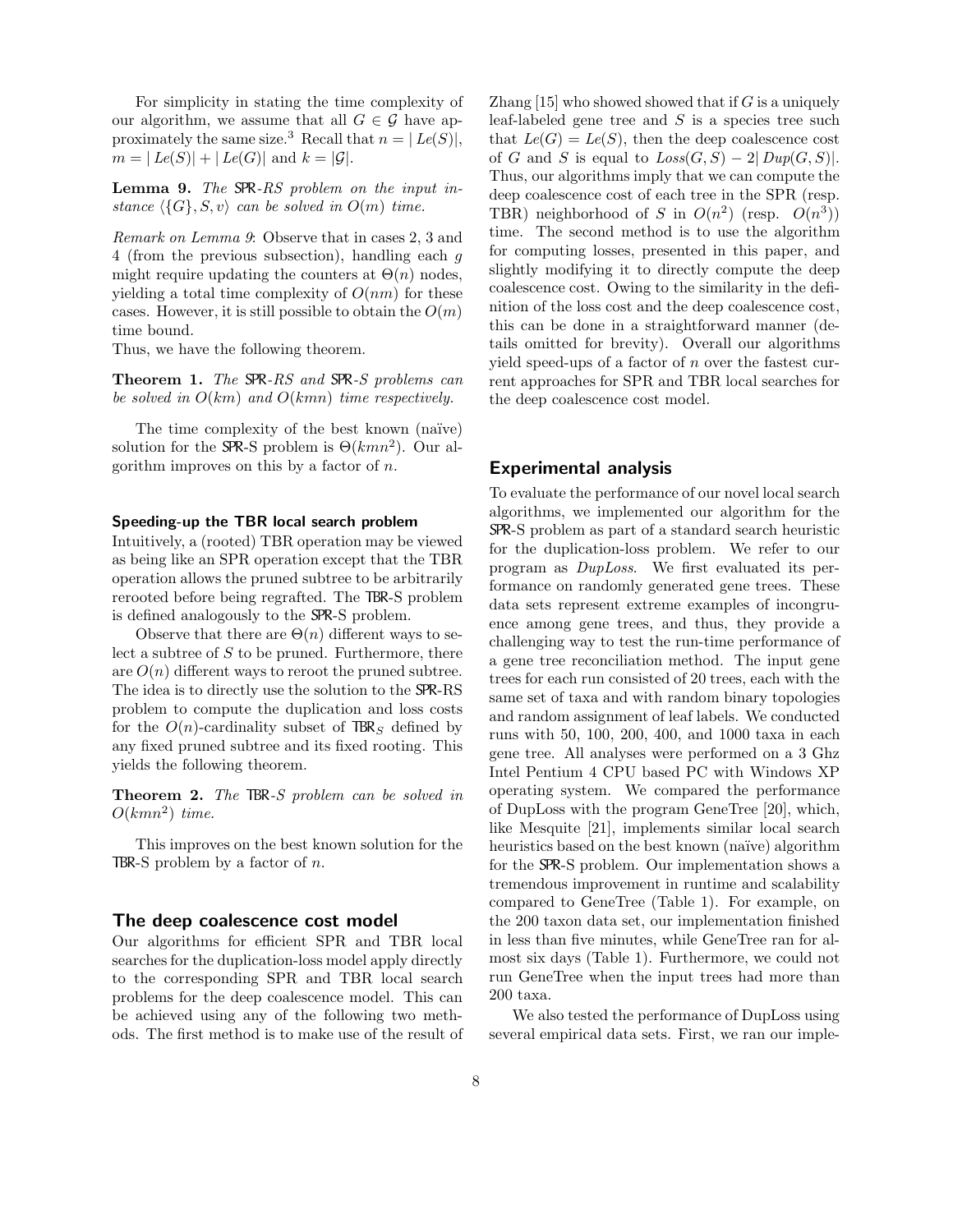For simplicity in stating the time complexity of our algorithm, we assume that all $G \in \mathcal{G}$ have approximately the same size.[3] Recall that $n = |Le(S)|$, $m = |Le(S)| + |Le(G)|$ and $k = |\mathcal{G}|$.

**Lemma 9.** *The* SPR*-RS problem on the input instance* $\langle \{G\}, S, v\rangle$ *can be solved in* $O(m)$ *time.*

*Remark on Lemma 9*: Observe that in cases 2, 3 and 4 (from the previous subsection), handling each $g$ might require updating the counters at $\Theta(n)$ nodes, yielding a total time complexity of $O(nm)$ for these cases. However, it is still possible to obtain the $O(m)$ time bound.

Thus, we have the following theorem.

**Theorem 1.** *The* SPR*-RS and* SPR*-S problems can be solved in* $O(km)$ *and* $O(kmn)$ *time respectively.*

The time complexity of the best known (naïve) solution for the SPR-S problem is $\Theta(kmn^2)$. Our algorithm improves on this by a factor of $n$.

### Speeding-up the TBR local search problem

Intuitively, a (rooted) TBR operation may be viewed as being like an SPR operation except that the TBR operation allows the pruned subtree to be arbitrarily rerooted before being regrafted. The TBR-S problem is defined analogously to the SPR-S problem.

Observe that there are $\Theta(n)$ different ways to select a subtree of $S$ to be pruned. Furthermore, there are $O(n)$ different ways to reroot the pruned subtree. The idea is to directly use the solution to the SPR-RS problem to compute the duplication and loss costs for the $O(n)$-cardinality subset of $\text{TBR}_S$ defined by any fixed pruned subtree and its fixed rooting. This yields the following theorem.

**Theorem 2.** *The* TBR*-S problem can be solved in* $O(kmn^2)$ *time.*

This improves on the best known solution for the TBR-S problem by a factor of $n$.

## The deep coalescence cost model

Our algorithms for efficient SPR and TBR local searches for the duplication-loss model apply directly to the corresponding SPR and TBR local search problems for the deep coalescence model. This can be achieved using any of the following two methods. The first method is to make use of the result of Zhang [15] who showed showed that if $G$ is a uniquely leaf-labeled gene tree and $S$ is a species tree such that $Le(G) = Le(S)$, then the deep coalescence cost of $G$ and $S$ is equal to $Loss(G, S) - 2|Dup(G, S)|$. Thus, our algorithms imply that we can compute the deep coalescence cost of each tree in the SPR (resp. TBR) neighborhood of $S$ in $O(n^2)$ (resp. $O(n^3)$) time. The second method is to use the algorithm for computing losses, presented in this paper, and slightly modifying it to directly compute the deep coalescence cost. Owing to the similarity in the definition of the loss cost and the deep coalescence cost, this can be done in a straightforward manner (details omitted for brevity). Overall our algorithms yield speed-ups of a factor of $n$ over the fastest current approaches for SPR and TBR local searches for the deep coalescence cost model.

## Experimental analysis

To evaluate the performance of our novel local search algorithms, we implemented our algorithm for the SPR-S problem as part of a standard search heuristic for the duplication-loss problem. We refer to our program as *DupLoss*. We first evaluated its performance on randomly generated gene trees. These data sets represent extreme examples of incongruence among gene trees, and thus, they provide a challenging way to test the run-time performance of a gene tree reconciliation method. The input gene trees for each run consisted of 20 trees, each with the same set of taxa and with random binary topologies and random assignment of leaf labels. We conducted runs with 50, 100, 200, 400, and 1000 taxa in each gene tree. All analyses were performed on a 3 Ghz Intel Pentium 4 CPU based PC with Windows XP operating system. We compared the performance of DupLoss with the program GeneTree [20], which, like Mesquite [21], implements similar local search heuristics based on the best known (naïve) algorithm for the SPR-S problem. Our implementation shows a tremendous improvement in runtime and scalability compared to GeneTree (Table 1). For example, on the 200 taxon data set, our implementation finished in less than five minutes, while GeneTree ran for almost six days (Table 1). Furthermore, we could not run GeneTree when the input trees had more than 200 taxa.

We also tested the performance of DupLoss using several empirical data sets. First, we ran our imple-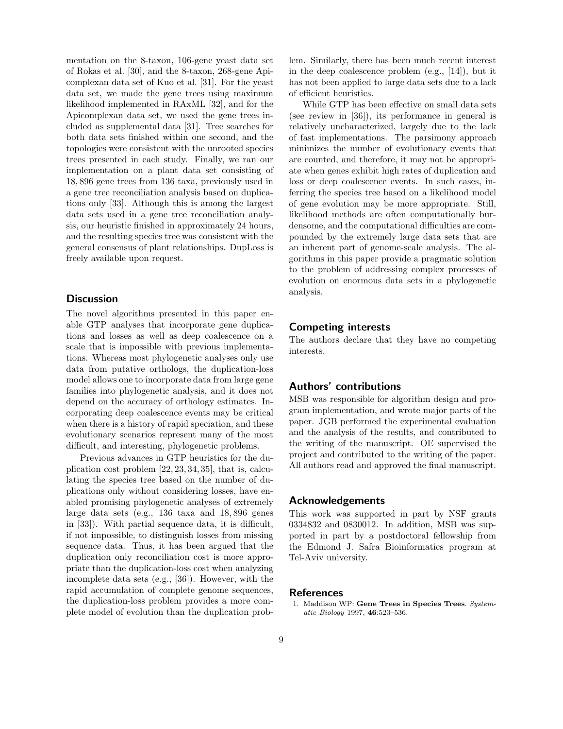mentation on the 8-taxon, 106-gene yeast data set of Rokas et al. [30], and the 8-taxon, 268-gene Apicomplexan data set of Kuo et al. [31]. For the yeast data set, we made the gene trees using maximum likelihood implemented in RAxML [32], and for the Apicomplexan data set, we used the gene trees included as supplemental data [31]. Tree searches for both data sets finished within one second, and the topologies were consistent with the unrooted species trees presented in each study. Finally, we ran our implementation on a plant data set consisting of 18,896 gene trees from 136 taxa, previously used in a gene tree reconciliation analysis based on duplications only [33]. Although this is among the largest data sets used in a gene tree reconciliation analysis, our heuristic finished in approximately 24 hours, and the resulting species tree was consistent with the general consensus of plant relationships. DupLoss is freely available upon request.

## Discussion

The novel algorithms presented in this paper enable GTP analyses that incorporate gene duplications and losses as well as deep coalescence on a scale that is impossible with previous implementations. Whereas most phylogenetic analyses only use data from putative orthologs, the duplication-loss model allows one to incorporate data from large gene families into phylogenetic analysis, and it does not depend on the accuracy of orthology estimates. Incorporating deep coalescence events may be critical when there is a history of rapid speciation, and these evolutionary scenarios represent many of the most difficult, and interesting, phylogenetic problems.

Previous advances in GTP heuristics for the duplication cost problem [22, 23, 34, 35], that is, calculating the species tree based on the number of duplications only without considering losses, have enabled promising phylogenetic analyses of extremely large data sets (e.g., 136 taxa and 18,896 genes in [33]). With partial sequence data, it is difficult, if not impossible, to distinguish losses from missing sequence data. Thus, it has been argued that the duplication only reconciliation cost is more appropriate than the duplication-loss cost when analyzing incomplete data sets (e.g., [36]). However, with the rapid accumulation of complete genome sequences, the duplication-loss problem provides a more complete model of evolution than the duplication problem. Similarly, there has been much recent interest in the deep coalescence problem (e.g., [14]), but it has not been applied to large data sets due to a lack of efficient heuristics.

While GTP has been effective on small data sets (see review in [36]), its performance in general is relatively uncharacterized, largely due to the lack of fast implementations. The parsimony approach minimizes the number of evolutionary events that are counted, and therefore, it may not be appropriate when genes exhibit high rates of duplication and loss or deep coalescence events. In such cases, inferring the species tree based on a likelihood model of gene evolution may be more appropriate. Still, likelihood methods are often computationally burdensome, and the computational difficulties are compounded by the extremely large data sets that are an inherent part of genome-scale analysis. The algorithms in this paper provide a pragmatic solution to the problem of addressing complex processes of evolution on enormous data sets in a phylogenetic analysis.

## Competing interests

The authors declare that they have no competing interests.

## Authors' contributions

MSB was responsible for algorithm design and program implementation, and wrote major parts of the paper. JGB performed the experimental evaluation and the analysis of the results, and contributed to the writing of the manuscript. OE supervised the project and contributed to the writing of the paper. All authors read and approved the final manuscript.

## Acknowledgements

This work was supported in part by NSF grants 0334832 and 0830012. In addition, MSB was supported in part by a postdoctoral fellowship from the Edmond J. Safra Bioinformatics program at Tel-Aviv university.

## References

1. Maddison WP: **Gene Trees in Species Trees**. *Systematic Biology* 1997, **46**:523–536.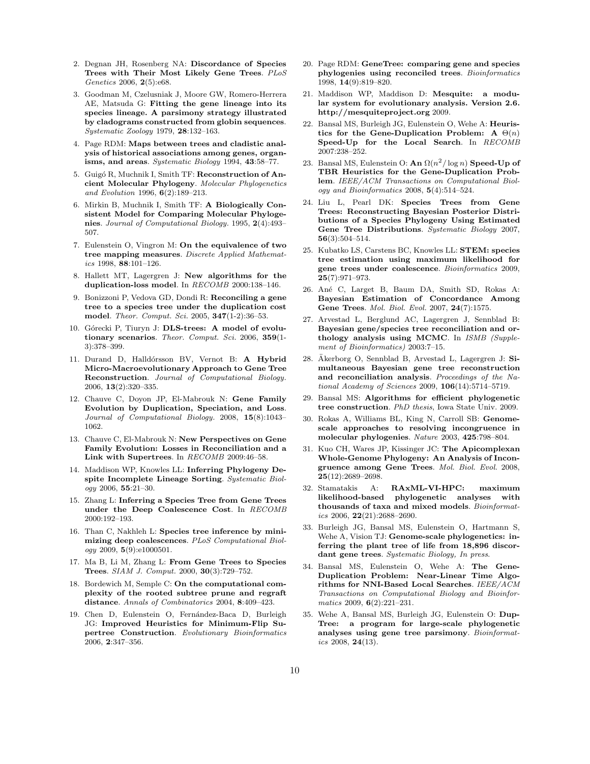2. Degnan JH, Rosenberg NA: **Discordance of Species Trees with Their Most Likely Gene Trees**. *PLoS Genetics* 2006, **2**(5):e68.

3. Goodman M, Czelusniak J, Moore GW, Romero-Herrera AE, Matsuda G: **Fitting the gene lineage into its species lineage. A parsimony strategy illustrated by cladograms constructed from globin sequences**. *Systematic Zoology* 1979, **28**:132–163.

4. Page RDM: **Maps between trees and cladistic analysis of historical associations among genes, organisms, and areas**. *Systematic Biology* 1994, **43**:58–77.

5. Guigó R, Muchnik I, Smith TF: **Reconstruction of Ancient Molecular Phylogeny**. *Molecular Phylogenetics and Evolution* 1996, **6**(2):189–213.

6. Mirkin B, Muchnik I, Smith TF: **A Biologically Consistent Model for Comparing Molecular Phylogenies**. *Journal of Computational Biology.* 1995, **2**(4):493–507.

7. Eulenstein O, Vingron M: **On the equivalence of two tree mapping measures**. *Discrete Applied Mathematics* 1998, **88**:101–126.

8. Hallett MT, Lagergren J: **New algorithms for the duplication-loss model**. In *RECOMB* 2000:138–146.

9. Bonizzoni P, Vedova GD, Dondi R: **Reconciling a gene tree to a species tree under the duplication cost model**. *Theor. Comput. Sci.* 2005, **347**(1-2):36–53.

10. Górecki P, Tiuryn J: **DLS-trees: A model of evolutionary scenarios**. *Theor. Comput. Sci.* 2006, **359**(1-3):378–399.

11. Durand D, Halldórsson BV, Vernot B: **A Hybrid Micro-Macroevolutionary Approach to Gene Tree Reconstruction**. *Journal of Computational Biology.* 2006, **13**(2):320–335.

12. Chauve C, Doyon JP, El-Mabrouk N: **Gene Family Evolution by Duplication, Speciation, and Loss**. *Journal of Computational Biology.* 2008, **15**(8):1043–1062.

13. Chauve C, El-Mabrouk N: **New Perspectives on Gene Family Evolution: Losses in Reconciliation and a Link with Supertrees**. In *RECOMB* 2009:46–58.

14. Maddison WP, Knowles LL: **Inferring Phylogeny Despite Incomplete Lineage Sorting**. *Systematic Biology* 2006, **55**:21–30.

15. Zhang L: **Inferring a Species Tree from Gene Trees under the Deep Coalescence Cost**. In *RECOMB* 2000:192–193.

16. Than C, Nakhleh L: **Species tree inference by minimizing deep coalescences**. *PLoS Computational Biology* 2009, **5**(9):e1000501.

17. Ma B, Li M, Zhang L: **From Gene Trees to Species Trees**. *SIAM J. Comput.* 2000, **30**(3):729–752.

18. Bordewich M, Semple C: **On the computational complexity of the rooted subtree prune and regraft distance**. *Annals of Combinatorics* 2004, **8**:409–423.

19. Chen D, Eulenstein O, Fernández-Baca D, Burleigh JG: **Improved Heuristics for Minimum-Flip Supertree Construction**. *Evolutionary Bioinformatics* 2006, **2**:347–356.

20. Page RDM: **GeneTree: comparing gene and species phylogenies using reconciled trees**. *Bioinformatics* 1998, **14**(9):819–820.

21. Maddison WP, Maddison D: **Mesquite: a modular system for evolutionary analysis. Version 2.6. http://mesquiteproject.org** 2009.

22. Bansal MS, Burleigh JG, Eulenstein O, Wehe A: **Heuristics for the Gene-Duplication Problem: A $\Theta(n)$ Speed-Up for the Local Search**. In *RECOMB* 2007:238–252.

23. Bansal MS, Eulenstein O: **An $\Omega(n^2/\log n)$ Speed-Up of TBR Heuristics for the Gene-Duplication Problem**. *IEEE/ACM Transactions on Computational Biology and Bioinformatics* 2008, **5**(4):514–524.

24. Liu L, Pearl DK: **Species Trees from Gene Trees: Reconstructing Bayesian Posterior Distributions of a Species Phylogeny Using Estimated Gene Tree Distributions**. *Systematic Biology* 2007, **56**(3):504–514.

25. Kubatko LS, Carstens BC, Knowles LL: **STEM: species tree estimation using maximum likelihood for gene trees under coalescence**. *Bioinformatics* 2009, **25**(7):971–973.

26. Ané C, Larget B, Baum DA, Smith SD, Rokas A: **Bayesian Estimation of Concordance Among Gene Trees**. *Mol. Biol. Evol.* 2007, **24**(7):1575.

27. Arvestad L, Berglund AC, Lagergren J, Sennblad B: **Bayesian gene/species tree reconciliation and orthology analysis using MCMC**. In *ISMB (Supplement of Bioinformatics)* 2003:7–15.

28. Äkerborg O, Sennblad B, Arvestad L, Lagergren J: **Simultaneous Bayesian gene tree reconstruction and reconciliation analysis**. *Proceedings of the National Academy of Sciences* 2009, **106**(14):5714–5719.

29. Bansal MS: **Algorithms for efficient phylogenetic tree construction**. *PhD thesis*, Iowa State Univ. 2009.

30. Rokas A, Williams BL, King N, Carroll SB: **Genome-scale approaches to resolving incongruence in molecular phylogenies**. *Nature* 2003, **425**:798–804.

31. Kuo CH, Wares JP, Kissinger JC: **The Apicomplexan Whole-Genome Phylogeny: An Analysis of Incongruence among Gene Trees**. *Mol. Biol. Evol.* 2008, **25**(12):2689–2698.

32. Stamatakis A: **RAxML-VI-HPC: maximum likelihood-based phylogenetic analyses with thousands of taxa and mixed models**. *Bioinformatics* 2006, **22**(21):2688–2690.

33. Burleigh JG, Bansal MS, Eulenstein O, Hartmann S, Wehe A, Vision TJ: **Genome-scale phylogenetics: inferring the plant tree of life from 18,896 discordant gene trees**. *Systematic Biology, In press.*

34. Bansal MS, Eulenstein O, Wehe A: **The Gene-Duplication Problem: Near-Linear Time Algorithms for NNI-Based Local Searches**. *IEEE/ACM Transactions on Computational Biology and Bioinformatics* 2009, **6**(2):221–231.

35. Wehe A, Bansal MS, Burleigh JG, Eulenstein O: **DupTree: a program for large-scale phylogenetic analyses using gene tree parsimony**. *Bioinformatics* 2008, **24**(13).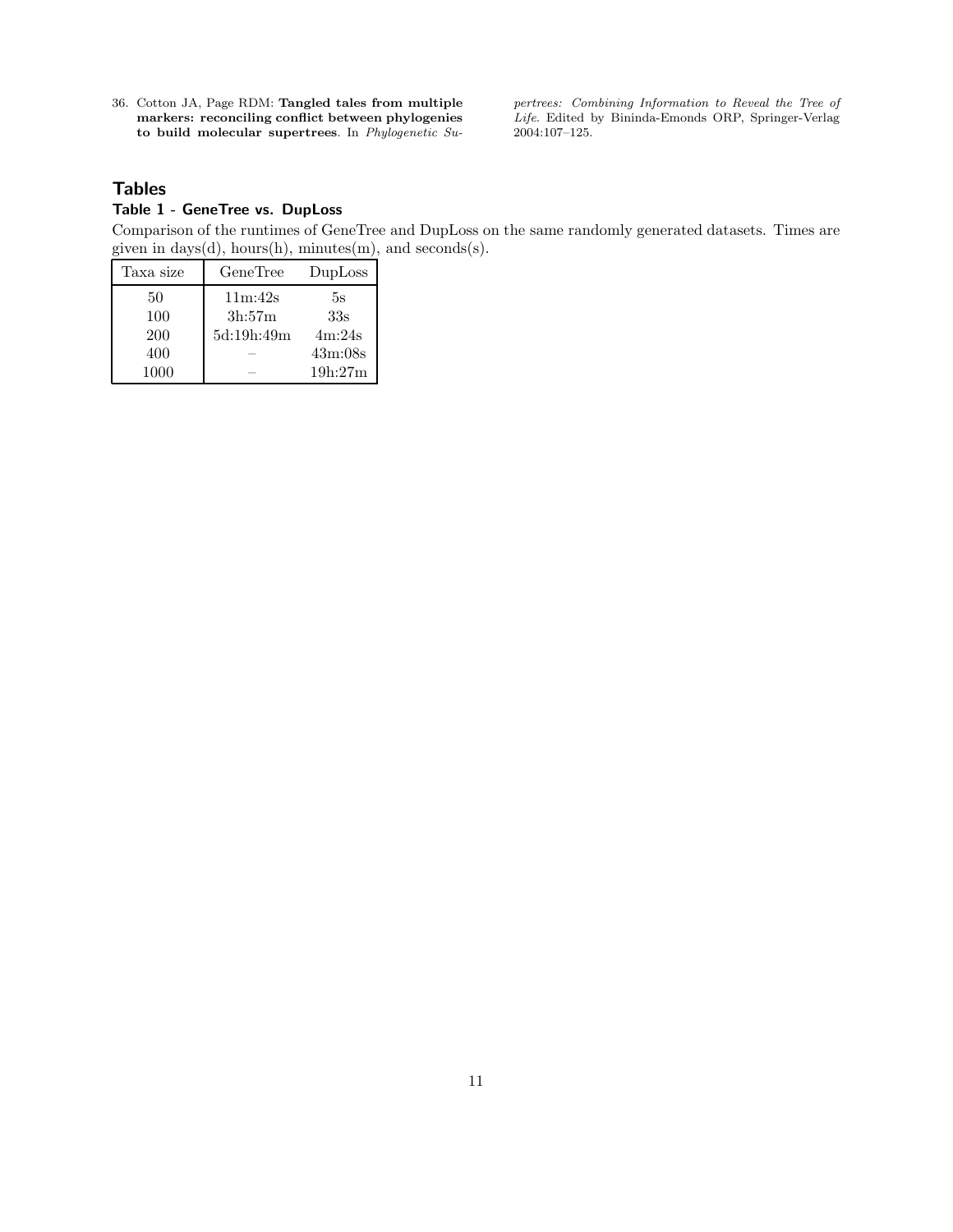36. Cotton JA, Page RDM: **Tangled tales from multiple markers: reconciling conflict between phylogenies to build molecular supertrees**. In *Phylogenetic Supertrees: Combining Information to Reveal the Tree of Life*. Edited by Bininda-Emonds ORP, Springer-Verlag 2004:107–125.

## Tables

### Table 1 - GeneTree vs. DupLoss

Comparison of the runtimes of GeneTree and DupLoss on the same randomly generated datasets. Times are given in days(d), hours(h), minutes(m), and seconds(s).

| Taxa size | GeneTree | DupLoss |
|---|---|---|
| 50 | 11m:42s | 5s |
| 100 | 3h:57m | 33s |
| 200 | 5d:19h:49m | 4m:24s |
| 400 | – | 43m:08s |
| 1000 | – | 19h:27m |